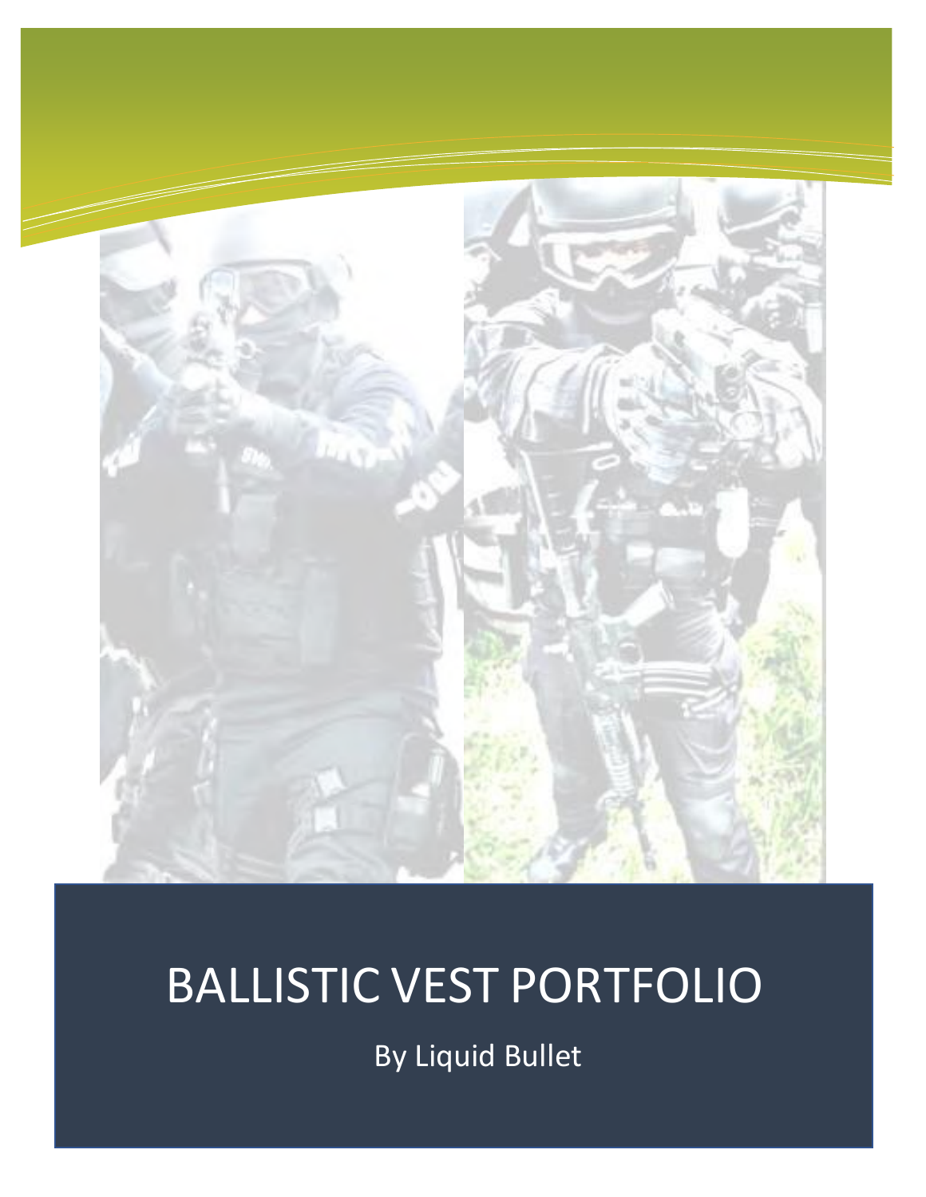# BALLISTIC VEST PORTFOLIO

By Liquid Bullet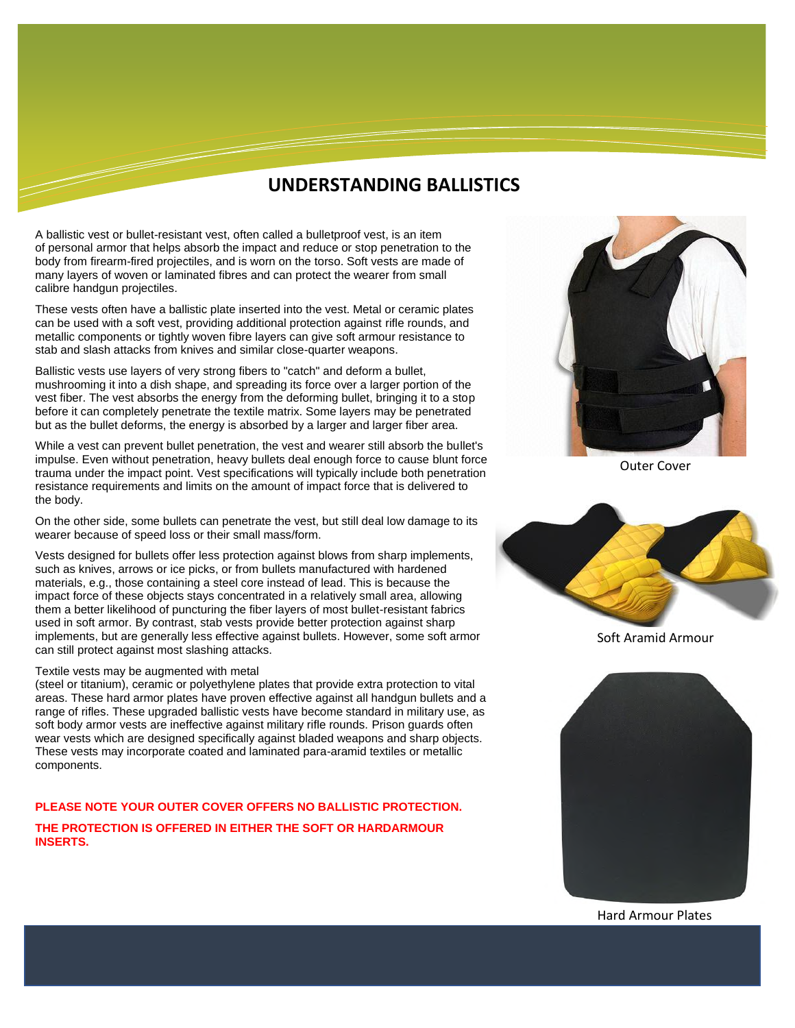# UNDERSTANDING BALLISTICS

A ballistic vest or bullet-resistant vest, often called a bulletproof vest, is an item of personal armor that helps absorb the impact and reduce or stop penetration to the body from firearm-fired projectiles, and is worn on the torso. Soft vests are made of many layers of woven or laminated fibres and can protect the wearer from small calibre handgun projectiles.

These vests often have a ballistic plate inserted into the vest. Metal or ceramic plates can be used with a soft vest, providing additional protection against rifle rounds, and metallic components or tightly woven fibre layers can give soft armour resistance to stab and slash attacks from knives and similar close-quarter weapons.

Ballistic vests use layers of very strong fibers to "catch" and deform a bullet, mushrooming it into a dish shape, and spreading its force over a larger portion of the vest fiber. The vest absorbs the energy from the deforming bullet, bringing it to a stop before it can completely penetrate the textile matrix. Some layers may be penetrated but as the bullet deforms, the energy is absorbed by a larger and larger fiber area.

While a vest can prevent bullet penetration, the vest and wearer still absorb the bullet's impulse. Even without penetration, heavy bullets deal enough force to cause blunt force trauma under the impact point. Vest specifications will typically include both penetration resistance requirements and limits on the amount of impact force that is delivered to the body.

On the other side, some bullets can penetrate the vest, but still deal low damage to its wearer because of speed loss or their small mass/form.

Vests designed for bullets offer less protection against blows from sharp implements, such as knives, arrows or ice picks, or from bullets manufactured with hardened materials, e.g., those containing a steel core instead of lead. This is because the impact force of these objects stays concentrated in a relatively small area, allowing them a better likelihood of puncturing the fiber layers of most bullet-resistant fabrics used in soft armor. By contrast, stab vests provide better protection against sharp implements, but are generally less effective against bullets. However, some soft armor can still protect against most slashing attacks.

Textile vests may be augmented with metal (steel or titanium), ceramic or polyethylene plates that provide extra protection to vital areas. These hard armor plates have proven effective against all handgun bullets and a range of rifles. These upgraded ballistic vests have become standard in military use, as soft body armor vests are ineffective against military rifle rounds. Prison guards often wear vests which are designed specifically against bladed weapons and sharp objects. These vests may incorporate coated and laminated para-aramid textiles or metallic components.

**PLEASE NOTE YOUR OUTER COVER OFFERS NO BALLISTIC PROTECTION.**

**THE PROTECTION IS OFFERED IN EITHER THE SOFT OR HARDARMOUR INSERTS.**

Outer Cover

Soft Aramid Armour

Hard Armour Plates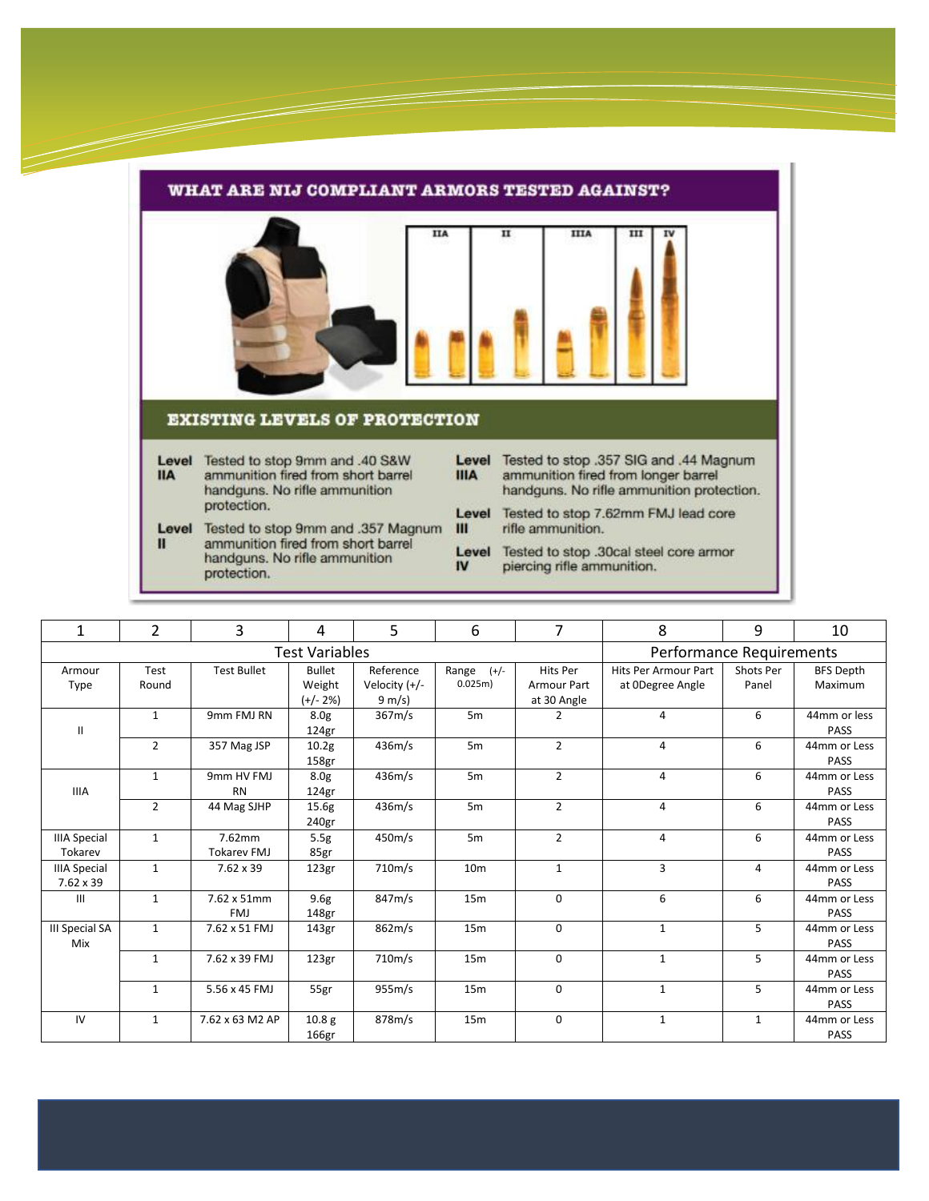## WHAT ARE NIJ COMPLIANT ARMORS TESTED AGAINST?

IIA | II | IIIA | III | IV

## EXISTING LEVELS OF PROTECTION

**Level IIA** Tested to stop 9mm and .40 S&W ammunition fired from short barrel handguns. No rifle ammunition protection.

**Level II** Tested to stop 9mm and .357 Magnum ammunition fired from short barrel handguns. No rifle ammunition protection.

**Level IIIA** Tested to stop .357 SIG and .44 Magnum ammunition fired from longer barrel handguns. No rifle ammunition protection.

**Level III** Tested to stop 7.62mm FMJ lead core rifle ammunition.

**Level IV** Tested to stop .30cal steel core armor piercing rifle ammunition.

| 1 | 2 | 3 | 4 | 5 | 6 | 7 | 8 | 9 | 10 |
|---|---|---|---|---|---|---|---|---|---|
| Test Variables | | | | | | | Performance Requirements | | |
| Armour Type | Test Round | Test Bullet | Bullet Weight (+/- 2%) | Reference Velocity (+/- 9 m/s) | Range (+/- 0.025m) | Hits Per Armour Part at 30 Angle | Hits Per Armour Part at 0Degree Angle | Shots Per Panel | BFS Depth Maximum |
| II | 1 | 9mm FMJ RN | 8.0g 124gr | 367m/s | 5m | 2 | 4 | 6 | 44mm or less PASS |
| | 2 | 357 Mag JSP | 10.2g 158gr | 436m/s | 5m | 2 | 4 | 6 | 44mm or Less PASS |
| IIIA | 1 | 9mm HV FMJ RN | 8.0g 124gr | 436m/s | 5m | 2 | 4 | 6 | 44mm or Less PASS |
| | 2 | 44 Mag SJHP | 15.6g 240gr | 436m/s | 5m | 2 | 4 | 6 | 44mm or Less PASS |
| IIIA Special Tokarev | 1 | 7.62mm Tokarev FMJ | 5.5g 85gr | 450m/s | 5m | 2 | 4 | 6 | 44mm or Less PASS |
| IIIA Special 7.62 x 39 | 1 | 7.62 x 39 | 123gr | 710m/s | 10m | 1 | 3 | 4 | 44mm or Less PASS |
| III | 1 | 7.62 x 51mm FMJ | 9.6g 148gr | 847m/s | 15m | 0 | 6 | 6 | 44mm or Less PASS |
| III Special SA Mix | 1 | 7.62 x 51 FMJ | 143gr | 862m/s | 15m | 0 | 1 | 5 | 44mm or Less PASS |
| | 1 | 7.62 x 39 FMJ | 123gr | 710m/s | 15m | 0 | 1 | 5 | 44mm or Less PASS |
| | 1 | 5.56 x 45 FMJ | 55gr | 955m/s | 15m | 0 | 1 | 5 | 44mm or Less PASS |
| IV | 1 | 7.62 x 63 M2 AP | 10.8 g 166gr | 878m/s | 15m | 0 | 1 | 1 | 44mm or Less PASS |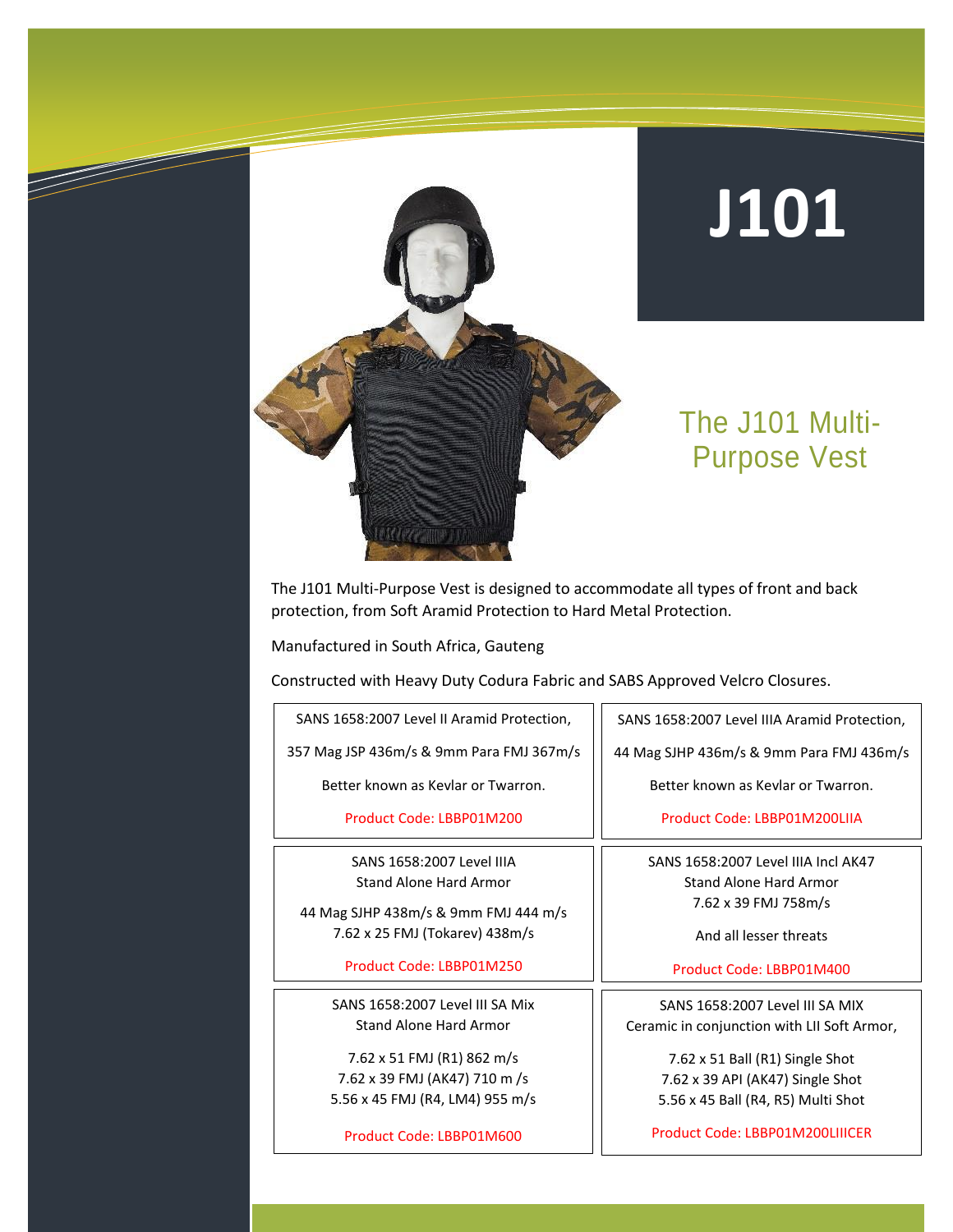# J101

## The J101 Multi-Purpose Vest

The J101 Multi-Purpose Vest is designed to accommodate all types of front and back protection, from Soft Aramid Protection to Hard Metal Protection.

Manufactured in South Africa, Gauteng

Constructed with Heavy Duty Codura Fabric and SABS Approved Velcro Closures.

SANS 1658:2007 Level II Aramid Protection,

357 Mag JSP 436m/s & 9mm Para FMJ 367m/s

Better known as Kevlar or Twarron.

Product Code: LBBP01M200

SANS 1658:2007 Level IIIA Aramid Protection,

44 Mag SJHP 436m/s & 9mm Para FMJ 436m/s

Better known as Kevlar or Twarron.

Product Code: LBBP01M200LIIA

SANS 1658:2007 Level IIIA
Stand Alone Hard Armor

44 Mag SJHP 438m/s & 9mm FMJ 444 m/s
7.62 x 25 FMJ (Tokarev) 438m/s

Product Code: LBBP01M250

SANS 1658:2007 Level IIIA Incl AK47
Stand Alone Hard Armor
7.62 x 39 FMJ 758m/s

And all lesser threats

Product Code: LBBP01M400

SANS 1658:2007 Level III SA Mix
Stand Alone Hard Armor

7.62 x 51 FMJ (R1) 862 m/s
7.62 x 39 FMJ (AK47) 710 m /s
5.56 x 45 FMJ (R4, LM4) 955 m/s

Product Code: LBBP01M600

SANS 1658:2007 Level III SA MIX
Ceramic in conjunction with LII Soft Armor,

7.62 x 51 Ball (R1) Single Shot
7.62 x 39 API (AK47) Single Shot
5.56 x 45 Ball (R4, R5) Multi Shot

Product Code: LBBP01M200LIIICER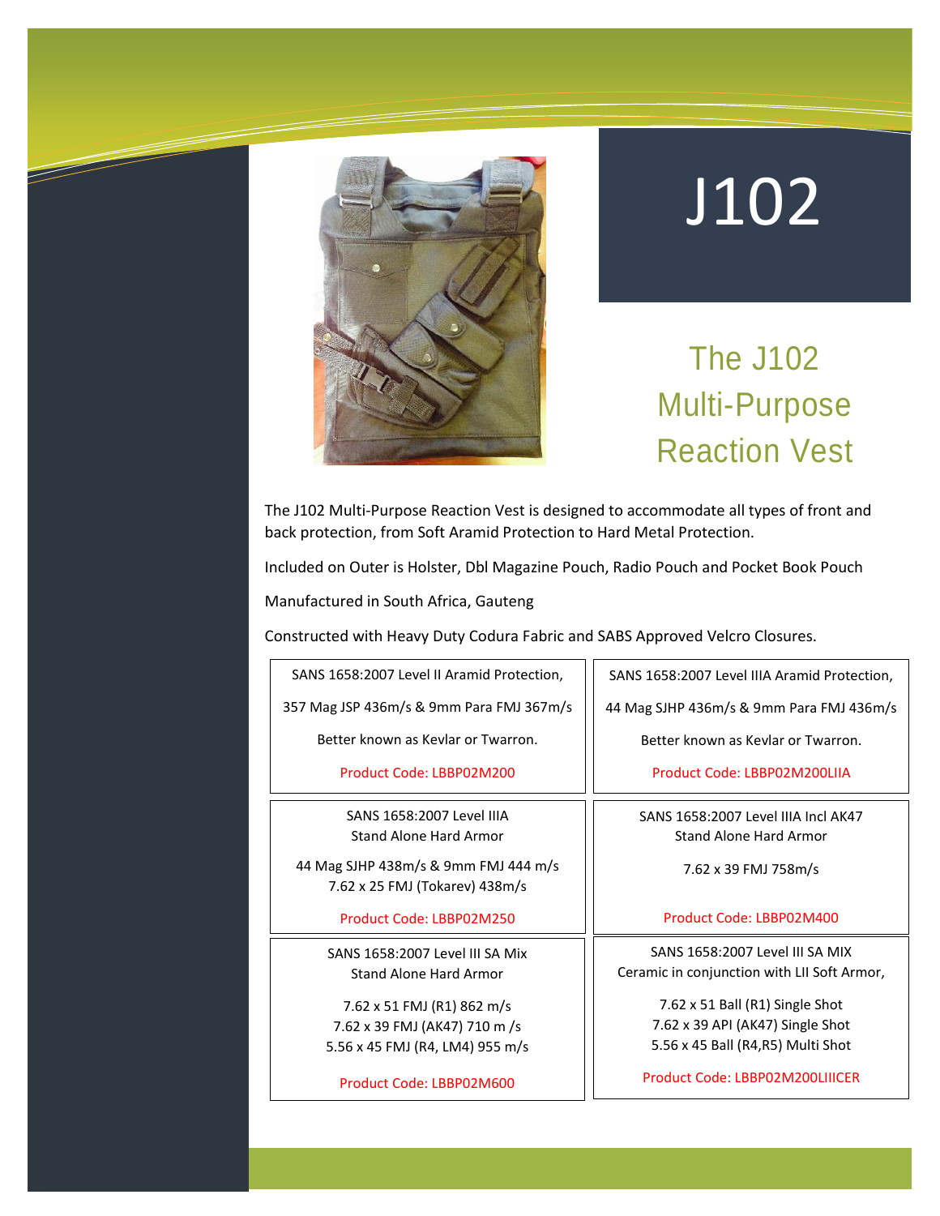# J102

## The J102 Multi-Purpose Reaction Vest

The J102 Multi-Purpose Reaction Vest is designed to accommodate all types of front and back protection, from Soft Aramid Protection to Hard Metal Protection.

Included on Outer is Holster, Dbl Magazine Pouch, Radio Pouch and Pocket Book Pouch

Manufactured in South Africa, Gauteng

Constructed with Heavy Duty Codura Fabric and SABS Approved Velcro Closures.

| | |
|---|---|
| SANS 1658:2007 Level II Aramid Protection,<br><br>357 Mag JSP 436m/s & 9mm Para FMJ 367m/s<br><br>Better known as Kevlar or Twarron.<br><br>Product Code: LBBP02M200 | SANS 1658:2007 Level IIIA Aramid Protection,<br><br>44 Mag SJHP 436m/s & 9mm Para FMJ 436m/s<br><br>Better known as Kevlar or Twarron.<br><br>Product Code: LBBP02M200LIIA |
| SANS 1658:2007 Level IIIA<br>Stand Alone Hard Armor<br><br>44 Mag SJHP 438m/s & 9mm FMJ 444 m/s<br>7.62 x 25 FMJ (Tokarev) 438m/s<br><br>Product Code: LBBP02M250 | SANS 1658:2007 Level IIIA Incl AK47<br>Stand Alone Hard Armor<br><br>7.62 x 39 FMJ 758m/s<br><br>Product Code: LBBP02M400 |
| SANS 1658:2007 Level III SA Mix<br>Stand Alone Hard Armor<br><br>7.62 x 51 FMJ (R1) 862 m/s<br>7.62 x 39 FMJ (AK47) 710 m /s<br>5.56 x 45 FMJ (R4, LM4) 955 m/s<br><br>Product Code: LBBP02M600 | SANS 1658:2007 Level III SA MIX<br>Ceramic in conjunction with LII Soft Armor,<br><br>7.62 x 51 Ball (R1) Single Shot<br>7.62 x 39 API (AK47) Single Shot<br>5.56 x 45 Ball (R4,R5) Multi Shot<br><br>Product Code: LBBP02M200LIIICER |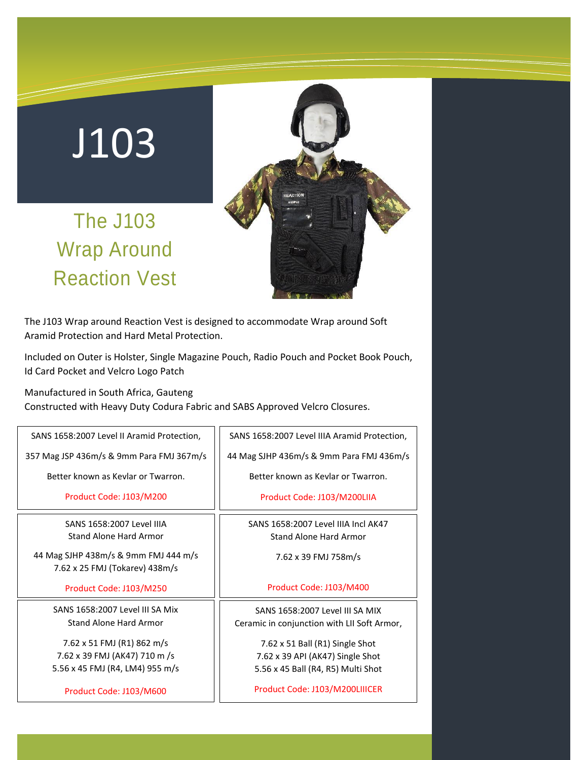# J103

## The J103 Wrap Around Reaction Vest

The J103 Wrap around Reaction Vest is designed to accommodate Wrap around Soft Aramid Protection and Hard Metal Protection.

Included on Outer is Holster, Single Magazine Pouch, Radio Pouch and Pocket Book Pouch, Id Card Pocket and Velcro Logo Patch

Manufactured in South Africa, Gauteng
Constructed with Heavy Duty Codura Fabric and SABS Approved Velcro Closures.

| | |
|---|---|
| SANS 1658:2007 Level II Aramid Protection,<br><br>357 Mag JSP 436m/s & 9mm Para FMJ 367m/s<br><br>Better known as Kevlar or Twarron.<br><br>Product Code: J103/M200 | SANS 1658:2007 Level IIIA Aramid Protection,<br><br>44 Mag SJHP 436m/s & 9mm Para FMJ 436m/s<br><br>Better known as Kevlar or Twarron.<br><br>Product Code: J103/M200LIIA |
| SANS 1658:2007 Level IIIA<br>Stand Alone Hard Armor<br><br>44 Mag SJHP 438m/s & 9mm FMJ 444 m/s<br>7.62 x 25 FMJ (Tokarev) 438m/s<br><br>Product Code: J103/M250 | SANS 1658:2007 Level IIIA Incl AK47<br>Stand Alone Hard Armor<br><br>7.62 x 39 FMJ 758m/s<br><br>Product Code: J103/M400 |
| SANS 1658:2007 Level III SA Mix<br>Stand Alone Hard Armor<br><br>7.62 x 51 FMJ (R1) 862 m/s<br>7.62 x 39 FMJ (AK47) 710 m /s<br>5.56 x 45 FMJ (R4, LM4) 955 m/s<br><br>Product Code: J103/M600 | SANS 1658:2007 Level III SA MIX<br>Ceramic in conjunction with LII Soft Armor,<br><br>7.62 x 51 Ball (R1) Single Shot<br>7.62 x 39 API (AK47) Single Shot<br>5.56 x 45 Ball (R4, R5) Multi Shot<br><br>Product Code: J103/M200LIIICER |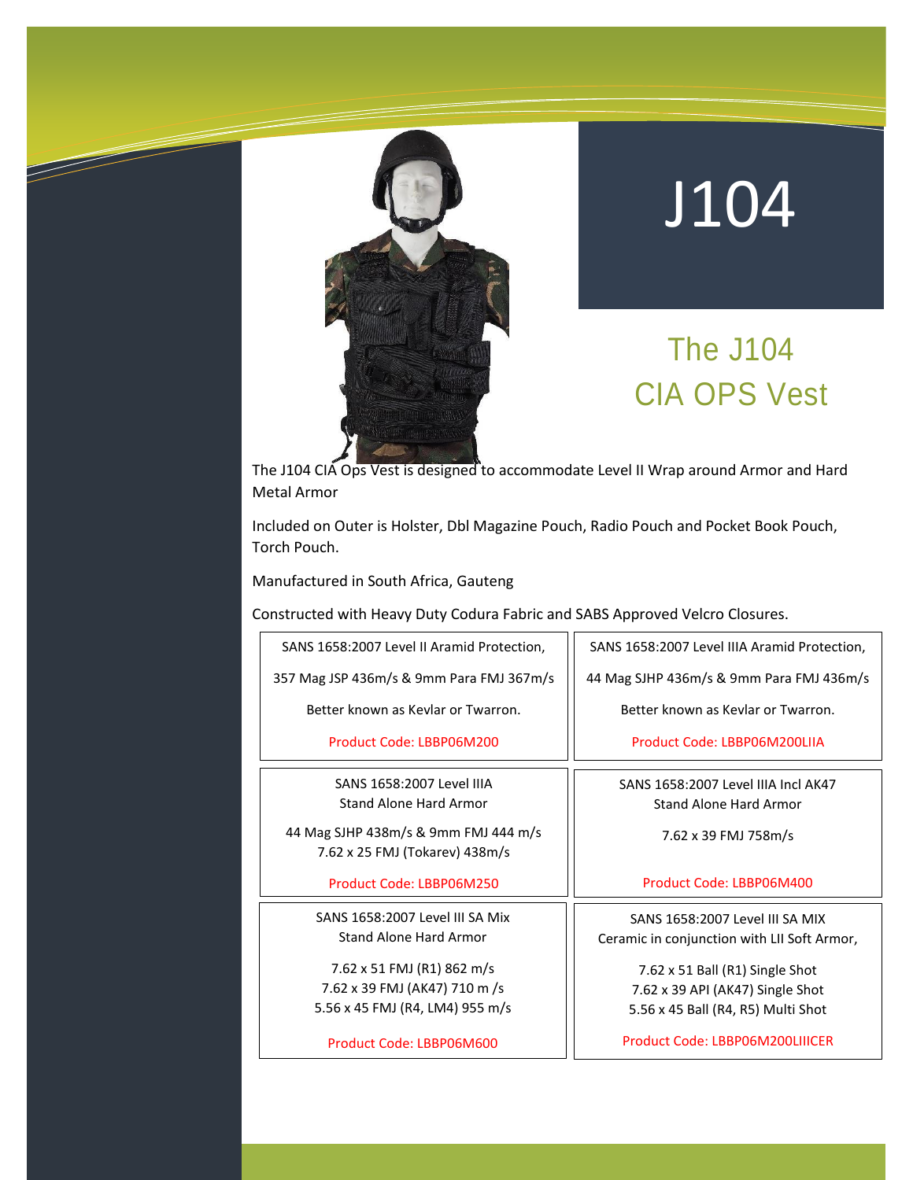# J104

## The J104 CIA OPS Vest

The J104 CIA Ops Vest is designed to accommodate Level II Wrap around Armor and Hard Metal Armor

Included on Outer is Holster, Dbl Magazine Pouch, Radio Pouch and Pocket Book Pouch, Torch Pouch.

Manufactured in South Africa, Gauteng

Constructed with Heavy Duty Codura Fabric and SABS Approved Velcro Closures.

| | |
|---|---|
| SANS 1658:2007 Level II Aramid Protection,<br>357 Mag JSP 436m/s & 9mm Para FMJ 367m/s<br>Better known as Kevlar or Twarron.<br>Product Code: LBBP06M200 | SANS 1658:2007 Level IIIA Aramid Protection,<br>44 Mag SJHP 436m/s & 9mm Para FMJ 436m/s<br>Better known as Kevlar or Twarron.<br>Product Code: LBBP06M200LIIA |
| SANS 1658:2007 Level IIIA<br>Stand Alone Hard Armor<br>44 Mag SJHP 438m/s & 9mm FMJ 444 m/s<br>7.62 x 25 FMJ (Tokarev) 438m/s<br>Product Code: LBBP06M250 | SANS 1658:2007 Level IIIA Incl AK47<br>Stand Alone Hard Armor<br>7.62 x 39 FMJ 758m/s<br>Product Code: LBBP06M400 |
| SANS 1658:2007 Level III SA Mix<br>Stand Alone Hard Armor<br>7.62 x 51 FMJ (R1) 862 m/s<br>7.62 x 39 FMJ (AK47) 710 m /s<br>5.56 x 45 FMJ (R4, LM4) 955 m/s<br>Product Code: LBBP06M600 | SANS 1658:2007 Level III SA MIX<br>Ceramic in conjunction with LII Soft Armor,<br>7.62 x 51 Ball (R1) Single Shot<br>7.62 x 39 API (AK47) Single Shot<br>5.56 x 45 Ball (R4, R5) Multi Shot<br>Product Code: LBBP06M200LIIICER |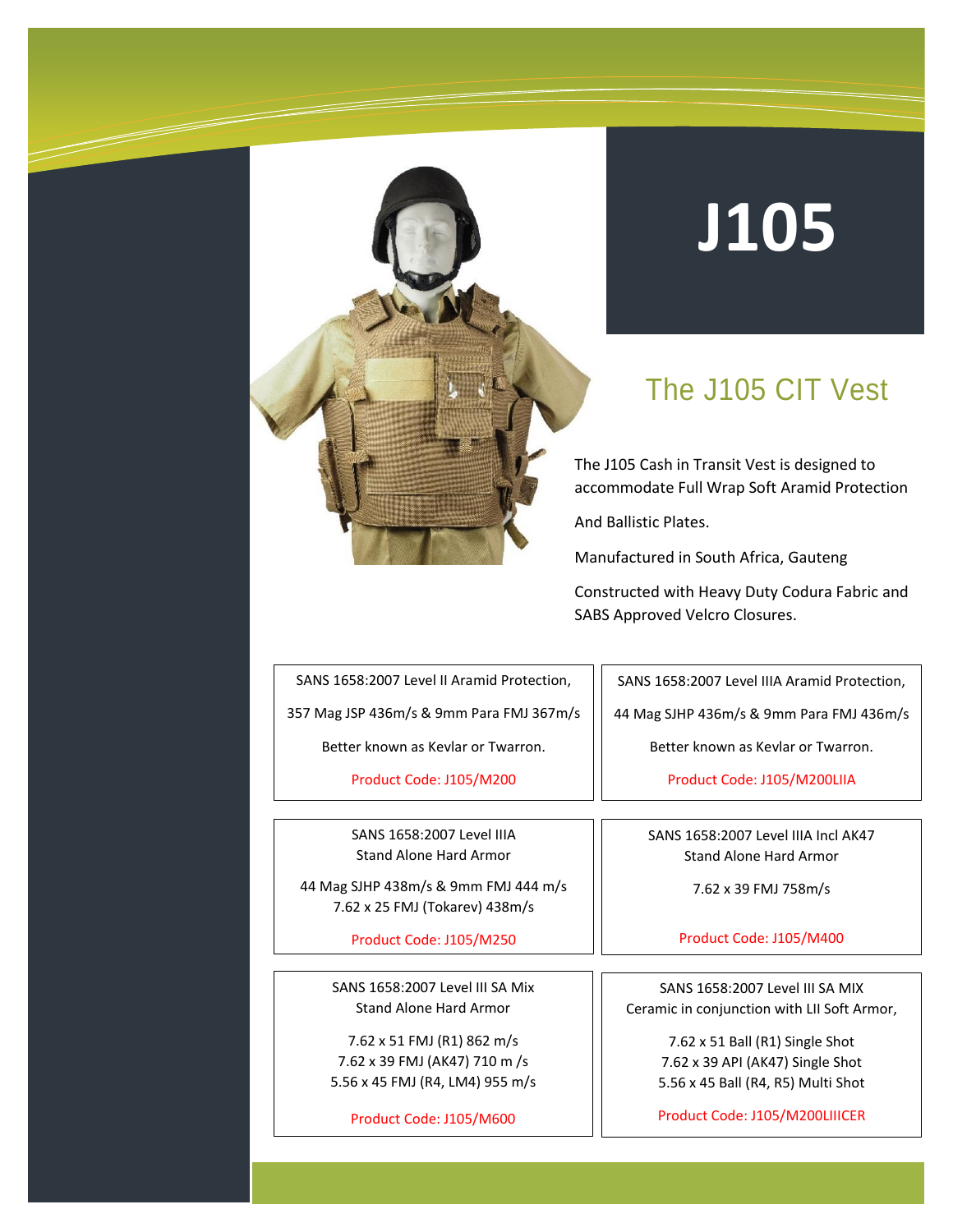# J105

## The J105 CIT Vest

The J105 Cash in Transit Vest is designed to accommodate Full Wrap Soft Aramid Protection

And Ballistic Plates.

Manufactured in South Africa, Gauteng

Constructed with Heavy Duty Codura Fabric and SABS Approved Velcro Closures.

---

SANS 1658:2007 Level II Aramid Protection,

357 Mag JSP 436m/s & 9mm Para FMJ 367m/s

Better known as Kevlar or Twarron.

Product Code: J105/M200

---

SANS 1658:2007 Level IIIA Aramid Protection,

44 Mag SJHP 436m/s & 9mm Para FMJ 436m/s

Better known as Kevlar or Twarron.

Product Code: J105/M200LIIA

---

SANS 1658:2007 Level IIIA
Stand Alone Hard Armor

44 Mag SJHP 438m/s & 9mm FMJ 444 m/s
7.62 x 25 FMJ (Tokarev) 438m/s

Product Code: J105/M250

---

SANS 1658:2007 Level IIIA Incl AK47
Stand Alone Hard Armor

7.62 x 39 FMJ 758m/s

Product Code: J105/M400

---

SANS 1658:2007 Level III SA Mix
Stand Alone Hard Armor

7.62 x 51 FMJ (R1) 862 m/s
7.62 x 39 FMJ (AK47) 710 m /s
5.56 x 45 FMJ (R4, LM4) 955 m/s

Product Code: J105/M600

---

SANS 1658:2007 Level III SA MIX
Ceramic in conjunction with LII Soft Armor,

7.62 x 51 Ball (R1) Single Shot
7.62 x 39 API (AK47) Single Shot
5.56 x 45 Ball (R4, R5) Multi Shot

Product Code: J105/M200LIIICER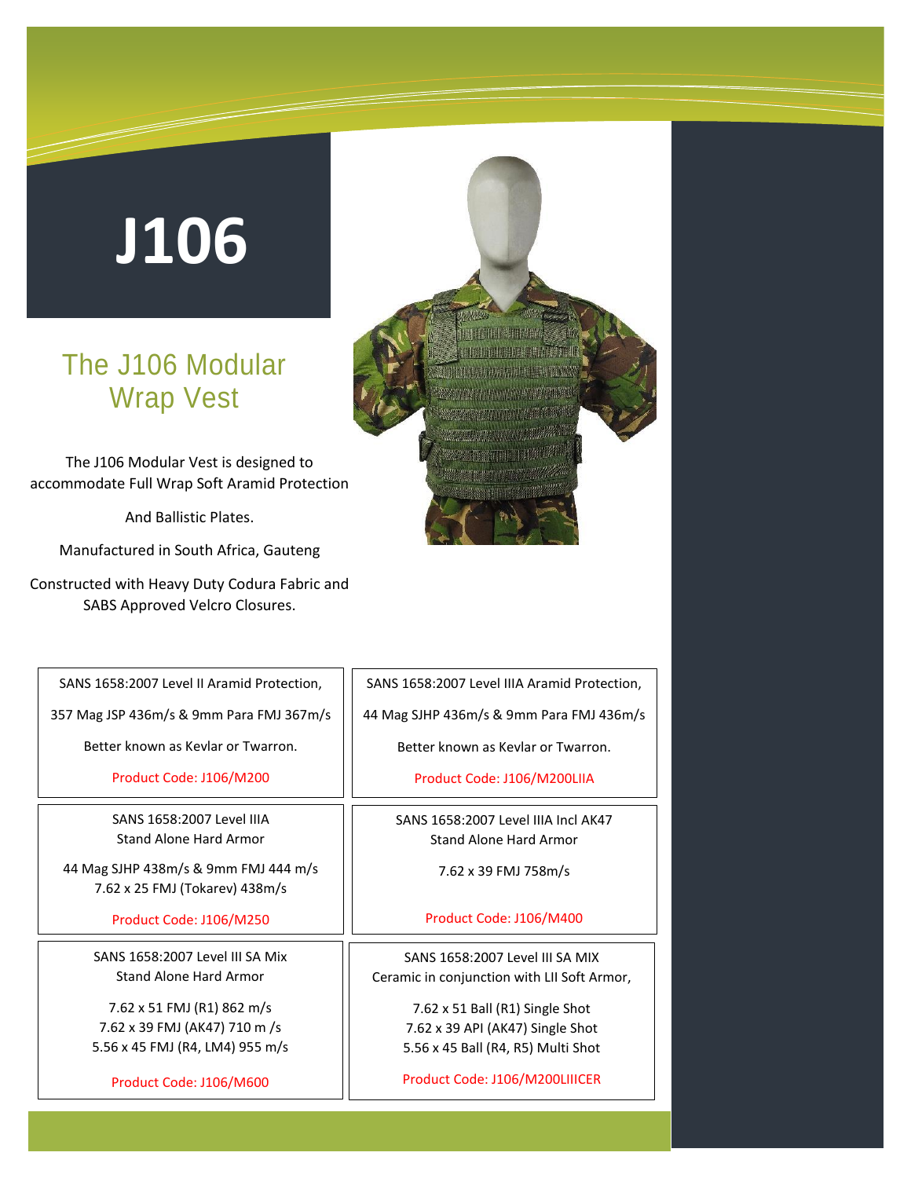# J106

## The J106 Modular Wrap Vest

The J106 Modular Vest is designed to accommodate Full Wrap Soft Aramid Protection

And Ballistic Plates.

Manufactured in South Africa, Gauteng

Constructed with Heavy Duty Codura Fabric and SABS Approved Velcro Closures.

SANS 1658:2007 Level II Aramid Protection,

357 Mag JSP 436m/s & 9mm Para FMJ 367m/s

Better known as Kevlar or Twarron.

Product Code: J106/M200

SANS 1658:2007 Level IIIA Aramid Protection,

44 Mag SJHP 436m/s & 9mm Para FMJ 436m/s

Better known as Kevlar or Twarron.

Product Code: J106/M200LIIA

SANS 1658:2007 Level IIIA
Stand Alone Hard Armor

44 Mag SJHP 438m/s & 9mm FMJ 444 m/s
7.62 x 25 FMJ (Tokarev) 438m/s

Product Code: J106/M250

SANS 1658:2007 Level IIIA Incl AK47
Stand Alone Hard Armor

7.62 x 39 FMJ 758m/s

Product Code: J106/M400

SANS 1658:2007 Level III SA Mix
Stand Alone Hard Armor

7.62 x 51 FMJ (R1) 862 m/s
7.62 x 39 FMJ (AK47) 710 m /s
5.56 x 45 FMJ (R4, LM4) 955 m/s

Product Code: J106/M600

SANS 1658:2007 Level III SA MIX
Ceramic in conjunction with LII Soft Armor,

7.62 x 51 Ball (R1) Single Shot
7.62 x 39 API (AK47) Single Shot
5.56 x 45 Ball (R4, R5) Multi Shot

Product Code: J106/M200LIIICER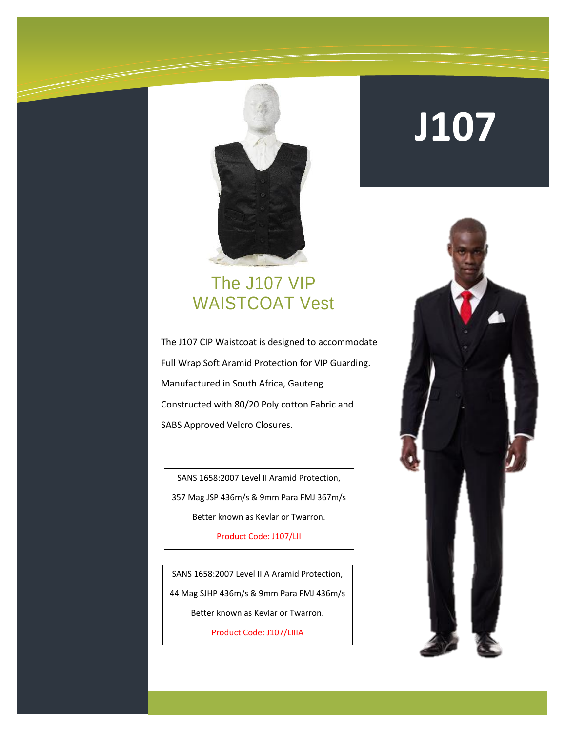# J107

## The J107 VIP WAISTCOAT Vest

The J107 CIP Waistcoat is designed to accommodate Full Wrap Soft Aramid Protection for VIP Guarding. Manufactured in South Africa, Gauteng Constructed with 80/20 Poly cotton Fabric and SABS Approved Velcro Closures.

SANS 1658:2007 Level II Aramid Protection,
357 Mag JSP 436m/s & 9mm Para FMJ 367m/s
Better known as Kevlar or Twarron.
Product Code: J107/LII

SANS 1658:2007 Level IIIA Aramid Protection,
44 Mag SJHP 436m/s & 9mm Para FMJ 436m/s
Better known as Kevlar or Twarron.
Product Code: J107/LIIIA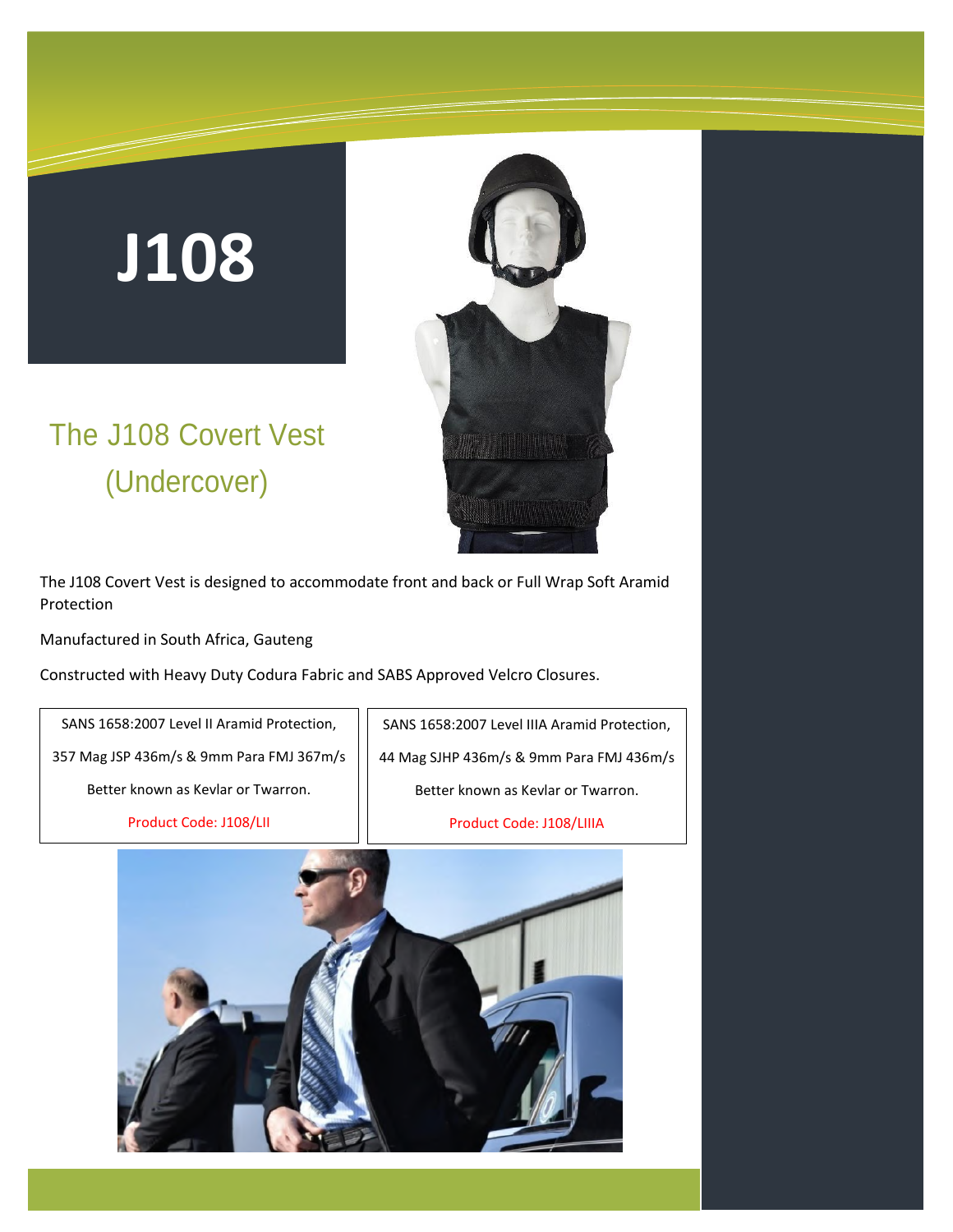# J108

## The J108 Covert Vest (Undercover)

The J108 Covert Vest is designed to accommodate front and back or Full Wrap Soft Aramid Protection

Manufactured in South Africa, Gauteng

Constructed with Heavy Duty Codura Fabric and SABS Approved Velcro Closures.

| SANS 1658:2007 Level II Aramid Protection, 357 Mag JSP 436m/s & 9mm Para FMJ 367m/s Better known as Kevlar or Twarron. Product Code: J108/LII | SANS 1658:2007 Level IIIA Aramid Protection, 44 Mag SJHP 436m/s & 9mm Para FMJ 436m/s Better known as Kevlar or Twarron. Product Code: J108/LIIIA |
|---|---|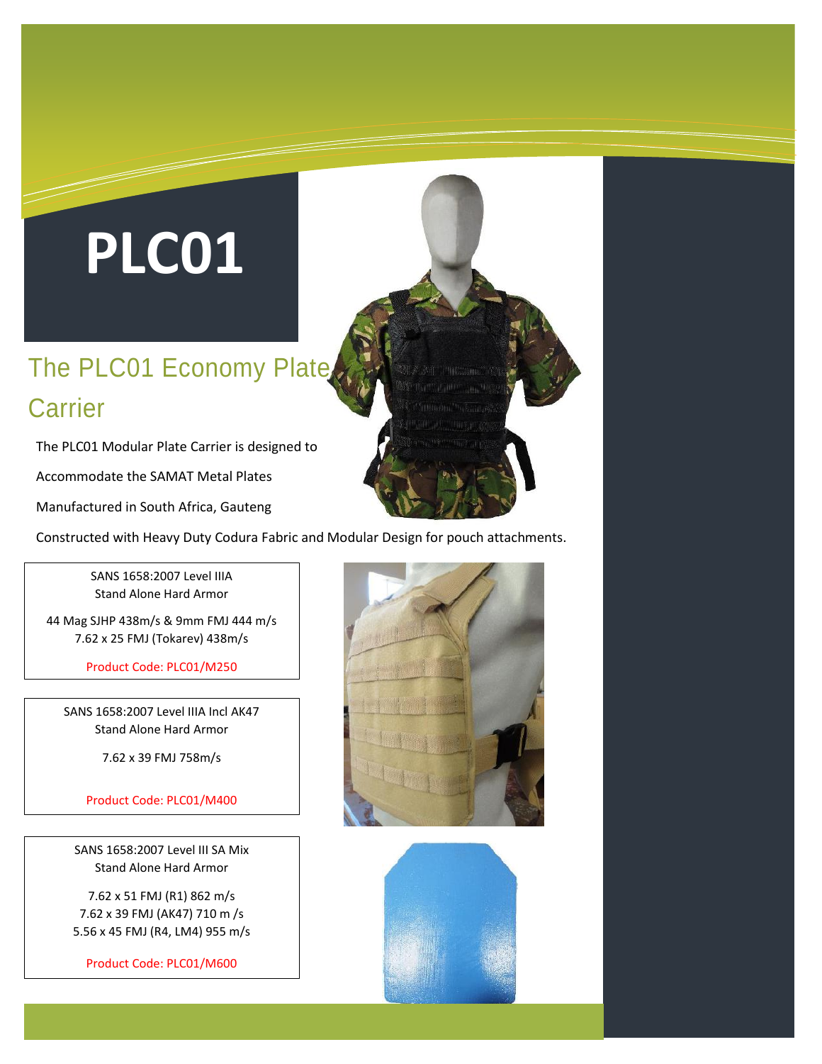# PLC01

## The PLC01 Economy Plate Carrier

The PLC01 Modular Plate Carrier is designed to

Accommodate the SAMAT Metal Plates

Manufactured in South Africa, Gauteng

Constructed with Heavy Duty Codura Fabric and Modular Design for pouch attachments.

SANS 1658:2007 Level IIIA
Stand Alone Hard Armor

44 Mag SJHP 438m/s & 9mm FMJ 444 m/s
7.62 x 25 FMJ (Tokarev) 438m/s

Product Code: PLC01/M250

SANS 1658:2007 Level IIIA Incl AK47
Stand Alone Hard Armor

7.62 x 39 FMJ 758m/s

Product Code: PLC01/M400

SANS 1658:2007 Level III SA Mix
Stand Alone Hard Armor

7.62 x 51 FMJ (R1) 862 m/s
7.62 x 39 FMJ (AK47) 710 m /s
5.56 x 45 FMJ (R4, LM4) 955 m/s

Product Code: PLC01/M600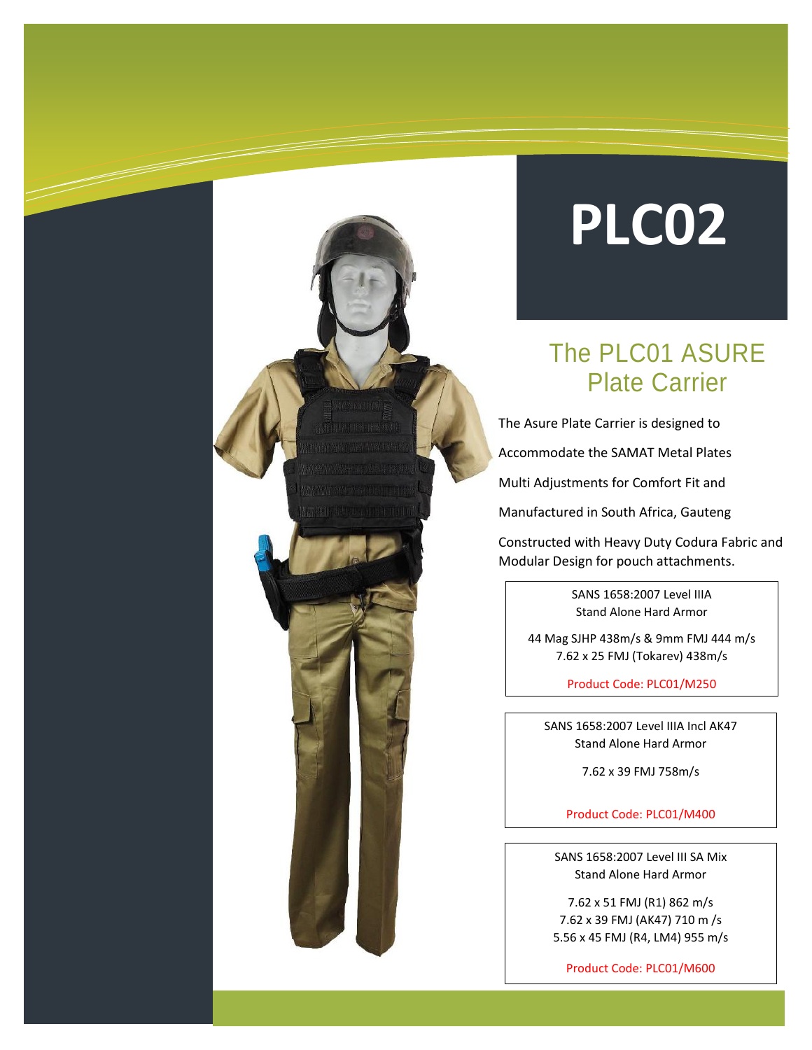# PLC02

## The PLC01 ASURE Plate Carrier

The Asure Plate Carrier is designed to

Accommodate the SAMAT Metal Plates

Multi Adjustments for Comfort Fit and

Manufactured in South Africa, Gauteng

Constructed with Heavy Duty Codura Fabric and Modular Design for pouch attachments.

SANS 1658:2007 Level IIIA
Stand Alone Hard Armor

44 Mag SJHP 438m/s & 9mm FMJ 444 m/s
7.62 x 25 FMJ (Tokarev) 438m/s

Product Code: PLC01/M250

SANS 1658:2007 Level IIIA Incl AK47
Stand Alone Hard Armor

7.62 x 39 FMJ 758m/s

Product Code: PLC01/M400

SANS 1658:2007 Level III SA Mix
Stand Alone Hard Armor

7.62 x 51 FMJ (R1) 862 m/s
7.62 x 39 FMJ (AK47) 710 m /s
5.56 x 45 FMJ (R4, LM4) 955 m/s

Product Code: PLC01/M600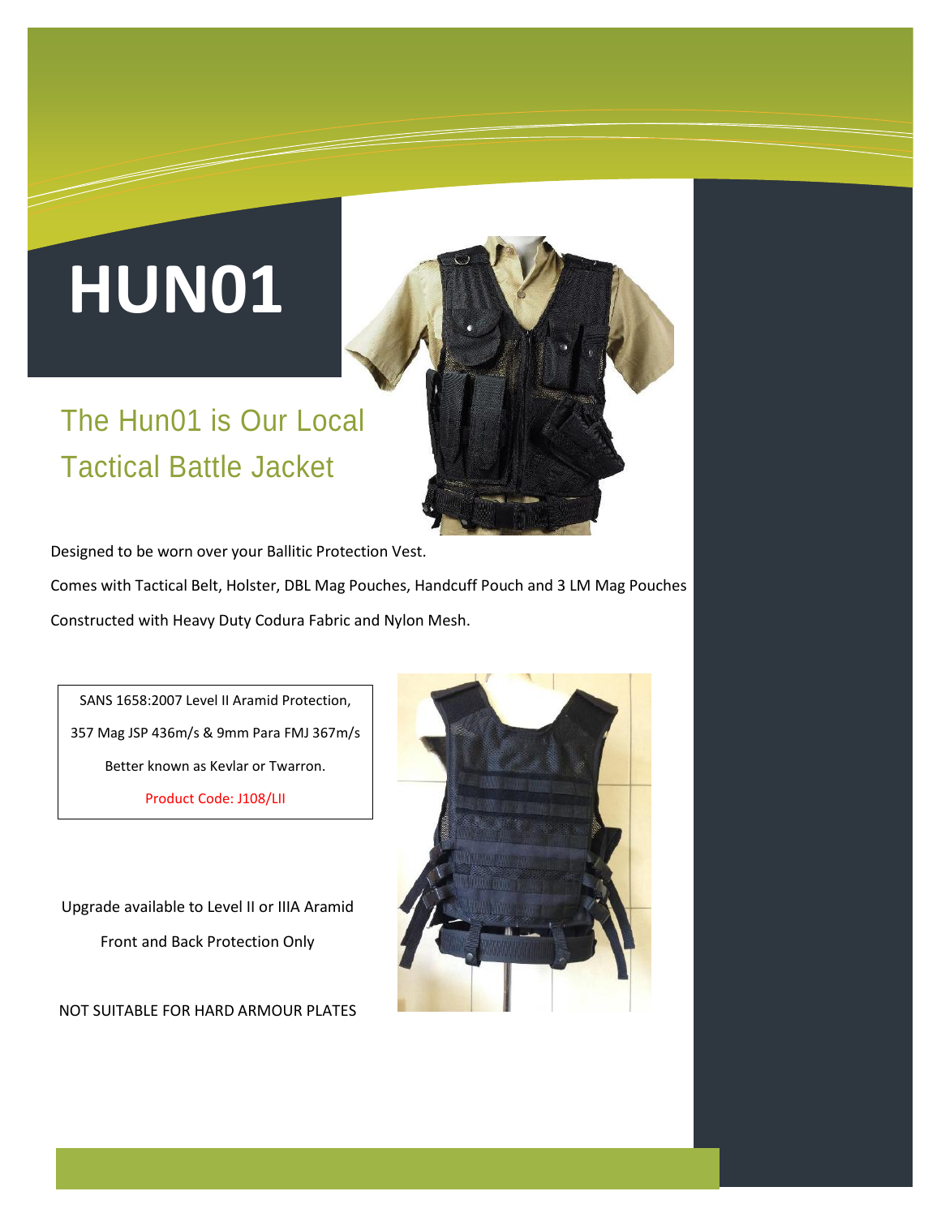# HUN01

## The Hun01 is Our Local Tactical Battle Jacket

Designed to be worn over your Ballitic Protection Vest.

Comes with Tactical Belt, Holster, DBL Mag Pouches, Handcuff Pouch and 3 LM Mag Pouches

Constructed with Heavy Duty Codura Fabric and Nylon Mesh.

SANS 1658:2007 Level II Aramid Protection,

357 Mag JSP 436m/s & 9mm Para FMJ 367m/s

Better known as Kevlar or Twarron.

Product Code: J108/LII

Upgrade available to Level II or IIIA Aramid

Front and Back Protection Only

NOT SUITABLE FOR HARD ARMOUR PLATES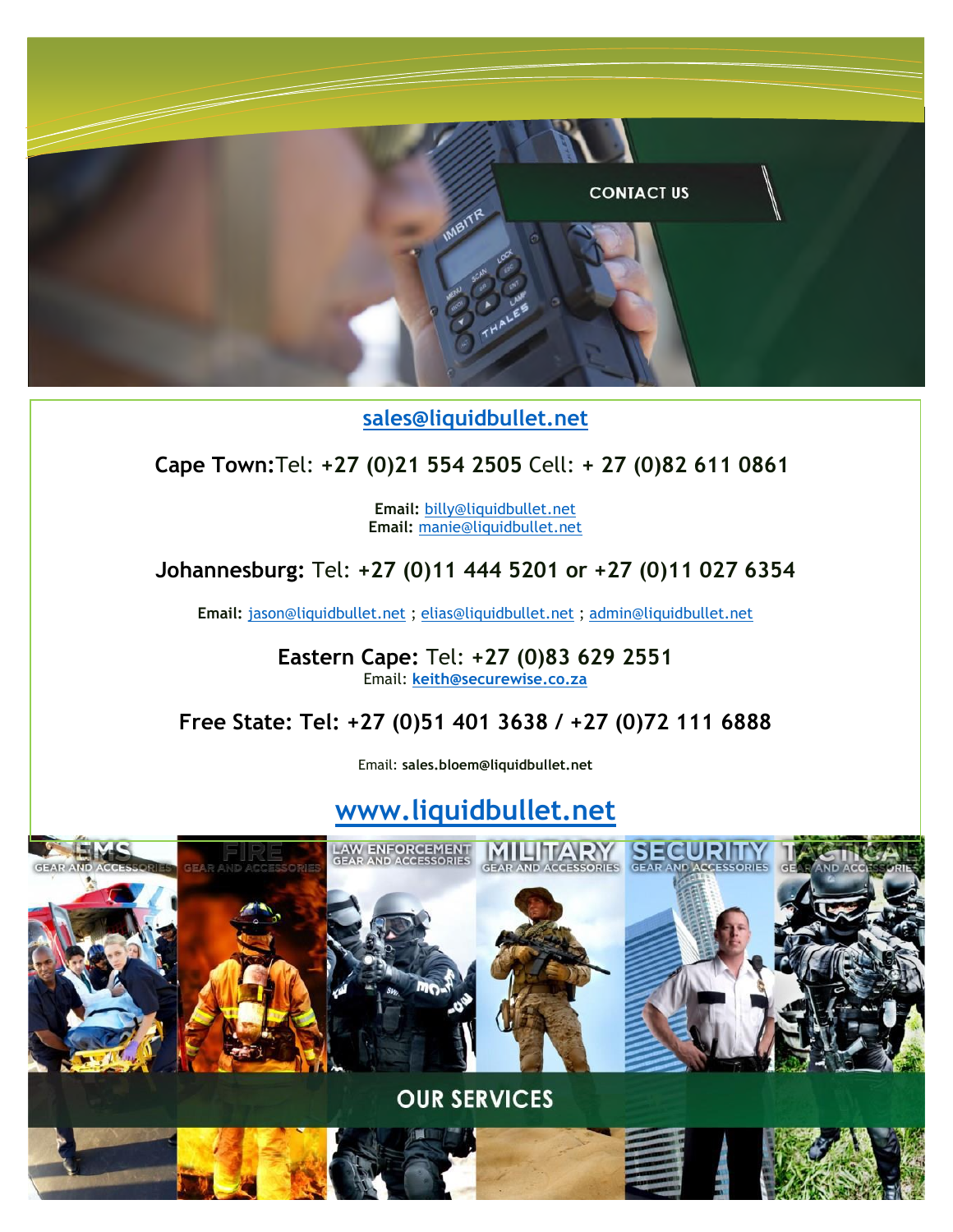## CONTACT US

sales@liquidbullet.net

**Cape Town:** Tel: **+27 (0)21 554 2505** Cell: **+ 27 (0)82 611 0861**

**Email:** billy@liquidbullet.net
**Email:** manie@liquidbullet.net

**Johannesburg:** Tel: **+27 (0)11 444 5201 or +27 (0)11 027 6354**

**Email:** jason@liquidbullet.net ; elias@liquidbullet.net ; admin@liquidbullet.net

**Eastern Cape:** Tel: **+27 (0)83 629 2551**
Email: **keith@securewise.co.za**

**Free State: Tel: +27 (0)51 401 3638 / +27 (0)72 111 6888**

Email: **sales.bloem@liquidbullet.net**

## www.liquidbullet.net

EMS GEAR AND ACCESSORIES
FIRE GEAR AND ACCESSORIES
LAW ENFORCEMENT GEAR AND ACCESSORIES
MILITARY GEAR AND ACCESSORIES
SECURITY GEAR AND ACCESSORIES
TACTICAL GEAR AND ACCESSORIES

## OUR SERVICES